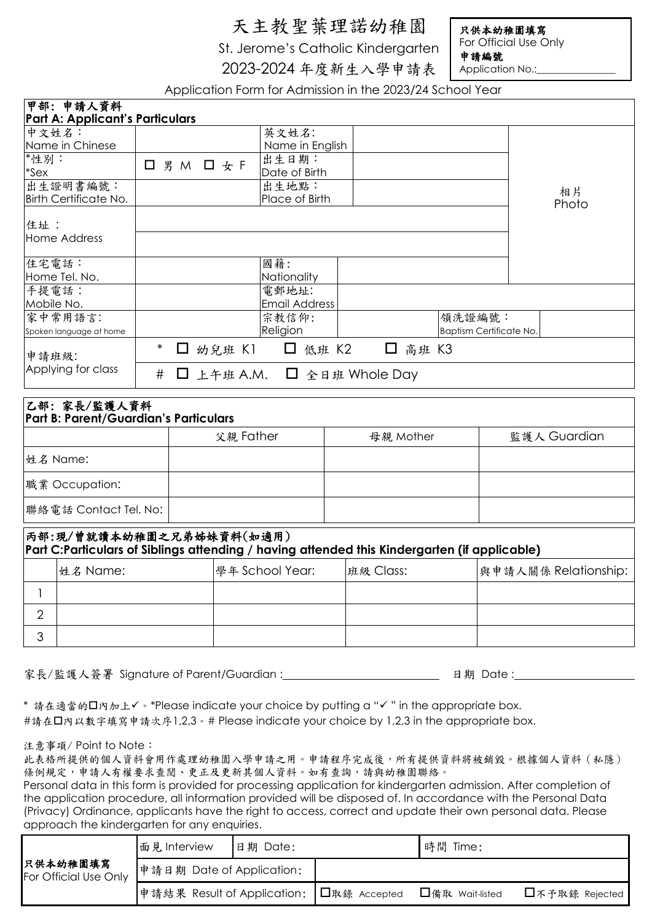# 天主教聖葉理諾幼稚園

St. Jerome's Catholic Kindergarten

2023-2024 年度新生入學申請表

Application Form for Admission in the 2023/24 School Year

| 只供本幼稚園填寫 For Official Use Only |
| --- |
| 申請編號 Application No.:_______________ |

## 甲部：申請人資料 Part A: Applicant's Particulars

| | | | | | | |
| --- | --- | --- | --- | --- | --- | --- |
| 中文姓名：Name in Chinese | | 英文姓名: Name in English | | | | 相片 Photo |
| *性別：*Sex | ☐ 男 M ☐ 女 F | 出生日期：Date of Birth | | | | |
| 出生證明書編號：Birth Certificate No. | | 出生地點：Place of Birth | | | | |
| 住址：Home Address | | | | | | |
| 住宅電話：Home Tel. No. | | 國籍：Nationality | | | | |
| 手提電話：Mobile No. | | 電郵地址: Email Address | | | | |
| 家中常用語言: Spoken language at home | | 宗教信仰: Religion | | 領洗證編號：Baptism Certificate No. | | |
| 申請班級: Applying for class | * ☐ 幼兒班 K1 ☐ 低班 K2 ☐ 高班 K3 | | | | | |
| | # ☐ 上午班 A.M. ☐ 全日班 Whole Day | | | | | |

## 乙部：家長/監護人資料 Part B: Parent/Guardian's Particulars

| | 父親 Father | 母親 Mother | 監護人 Guardian |
| --- | --- | --- | --- |
| 姓名 Name: | | | |
| 職業 Occupation: | | | |
| 聯絡電話 Contact Tel. No: | | | |

## 丙部：現/曾就讀本幼稚園之兄弟姊妹資料(如適用) Part C: Particulars of Siblings attending / having attended this Kindergarten (if applicable)

| | 姓名 Name: | 學年 School Year: | 班級 Class: | 與申請人關係 Relationship: |
| --- | --- | --- | --- | --- |
| 1 | | | | |
| 2 | | | | |
| 3 | | | | |

家長/監護人簽署 Signature of Parent/Guardian :_______________________ 日期 Date :__________________

\* 請在適當的☐內加上✓。*Please indicate your choice by putting a "✓" in the appropriate box.

#請在☐內以數字填寫申請次序1,2,3。# Please indicate your choice by 1,2,3 in the appropriate box.

注意事項/ Point to Note：

此表格所提供的個人資料會用作處理幼稚園入學申請之用。申請程序完成後，所有提供資料將被銷毀。根據個人資料（私隱）條例規定，申請人有權要求查閱、更正及更新其個人資料。如有查詢，請與幼稚園聯絡。

Personal data in this form is provided for processing application for kindergarten admission. After completion of the application procedure, all information provided will be disposed of. In accordance with the Personal Data (Privacy) Ordinance, applicants have the right to access, correct and update their own personal data. Please approach the kindergarten for any enquiries.

| 只供本幼稚園填寫 For Official Use Only | 面見 Interview | 日期 Date: | 時間 Time: |
| --- | --- | --- | --- |
| | 申請日期 Date of Application: | | |
| | 申請結果 Result of Application: | ☐取錄 Accepted ☐備取 Wait-listed ☐不予取錄 Rejected | |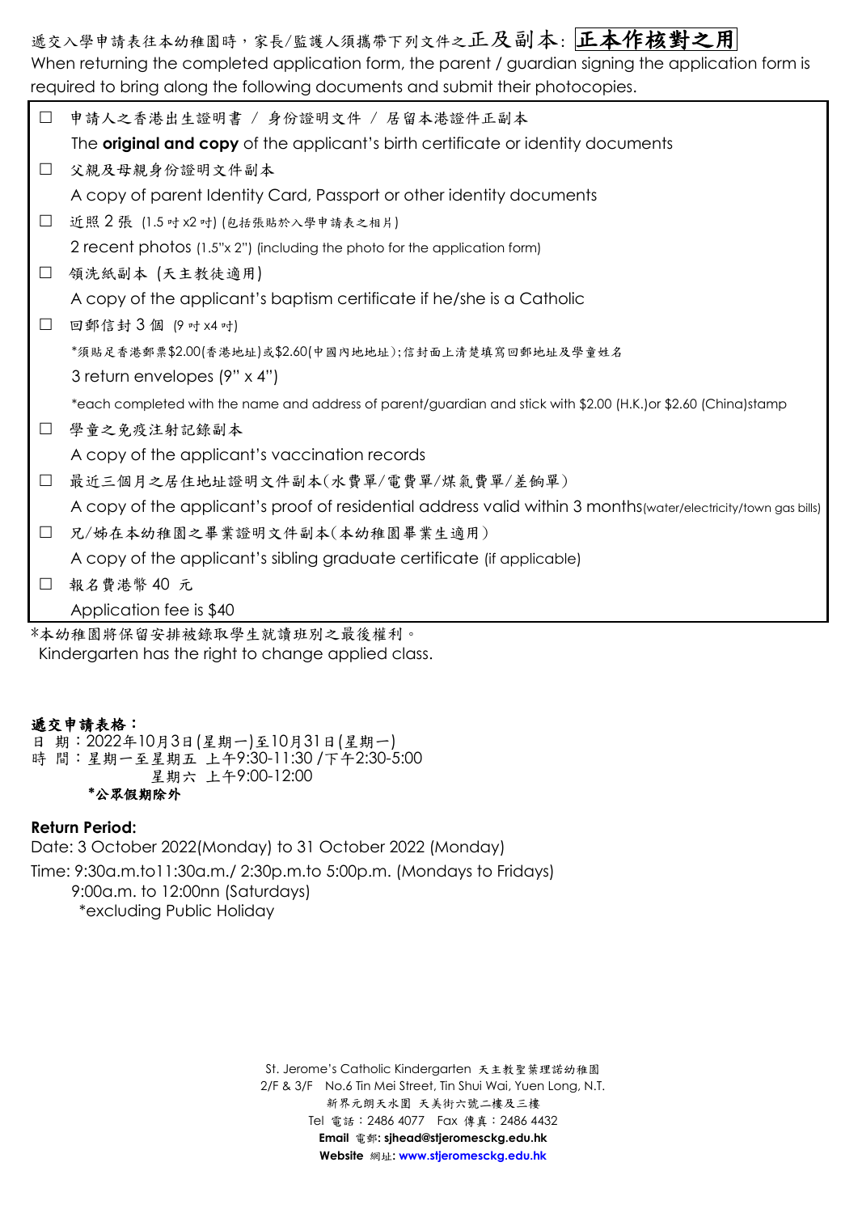遞交入學申請表往本幼稚園時，家長/監護人須攜帶下列文件之正及副本：**正本作核對之用**

When returning the completed application form, the parent / guardian signing the application form is required to bring along the following documents and submit their photocopies.

- ☐ 申請人之香港出生證明書 / 身份證明文件 / 居留本港證件正副本
  The **original and copy** of the applicant's birth certificate or identity documents
- ☐ 父親及母親身份證明文件副本
  A copy of parent Identity Card, Passport or other identity documents
- ☐ 近照 2 張 (1.5 吋 x2 吋) (包括張貼於入學申請表之相片)
  2 recent photos (1.5"x 2") (including the photo for the application form)
- ☐ 領洗紙副本 (天主教徒適用)
  A copy of the applicant's baptism certificate if he/she is a Catholic
- ☐ 回郵信封 3 個 (9 吋 x4 吋)
  *須貼足香港郵票$2.00(香港地址)或$2.60(中國內地地址)；信封面上清楚填寫回郵地址及學童姓名
  3 return envelopes (9" x 4")
  *each completed with the name and address of parent/guardian and stick with $2.00 (H.K.)or $2.60 (China)stamp
- ☐ 學童之免疫注射記錄副本
  A copy of the applicant's vaccination records
- ☐ 最近三個月之居住地址證明文件副本(水費單/電費單/煤氣費單/差餉單)
  A copy of the applicant's proof of residential address valid within 3 months(water/electricity/town gas bills)
- ☐ 兄/姊在本幼稚園之畢業證明文件副本(本幼稚園畢業生適用)
  A copy of the applicant's sibling graduate certificate (if applicable)
- ☐ 報名費港幣 40 元
  Application fee is $40

*本幼稚園將保留安排被錄取學生就讀班別之最後權利。
Kindergarten has the right to change applied class.

**遞交申請表格：**

日 期：2022年10月3日(星期一)至10月31日(星期一)
時 間：星期一至星期五 上午9:30-11:30 /下午2:30-5:00
星期六 上午9:00-12:00
**\*公眾假期除外**

**Return Period:**

Date: 3 October 2022(Monday) to 31 October 2022 (Monday)
Time: 9:30a.m.to11:30a.m./ 2:30p.m.to 5:00p.m. (Mondays to Fridays)
9:00a.m. to 12:00nn (Saturdays)
*excluding Public Holiday

St. Jerome's Catholic Kindergarten 天主教聖葉理諾幼稚園
2/F & 3/F No.6 Tin Mei Street, Tin Shui Wai, Yuen Long, N.T.
新界元朗天水圍 天美街六號二樓及三樓
Tel 電話：2486 4077 Fax 傳真：2486 4432
**Email 電郵: sjhead@stjeromesckg.edu.hk**
**Website 網址: www.stjeromesckg.edu.hk**